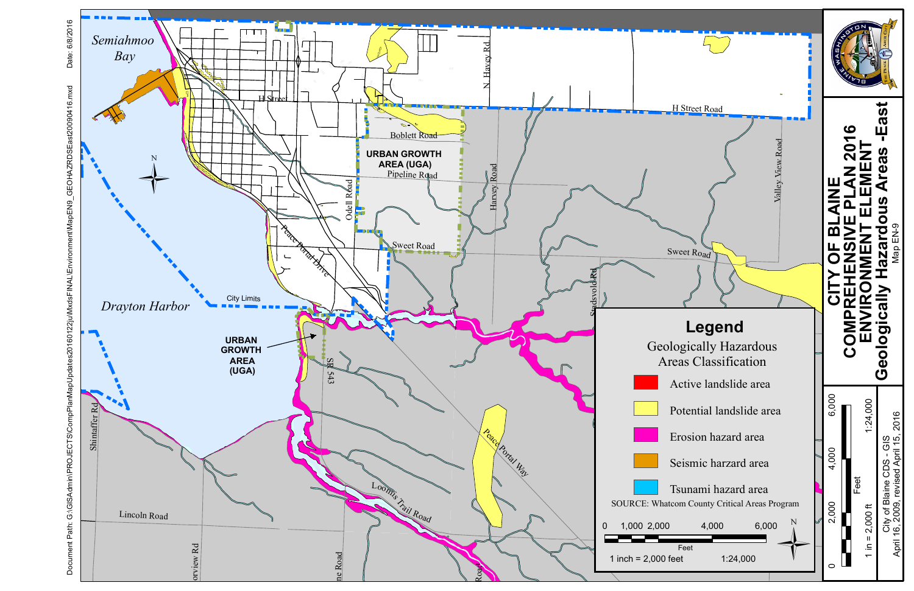# CITY OF BLAINE
## COMPREHENSIVE PLAN 2016
## ENVIRONMENT ELEMENT
## Geologically Hazardous Areas -East

Map EN-9

Document Path: G:\GISAdmin\PROJECTS\CompPlanMapUpdates20160122\uMxdsFINAL\Environment\MapEN9_GEOHAZRDSEast20090416.mxd

Date: 6/8/2016

Semiahmoo Bay

Drayton Harbor

URBAN GROWTH AREA (UGA)

City Limits

H Street

H Street Road

N. Harvey Rd

Harvey Road

Boblett Road

Pipeline Road

Odell Road

Sweet Road

Valley View Road

Stadsvold Rd

Peace Portal Drive

Peace Portal Way

SR 543

Loomis Trail Road

Shintaffer Rd

Lincoln Road

orview Rd

ne Road

Road

## Legend

Geologically Hazardous Areas Classification

- Active landslide area
- Potential landslide area
- Erosion hazard area
- Seismic harzard area
- Tsunami hazard area

SOURCE: Whatcom County Critical Areas Program

0 1,000 2,000 4,000 6,000 Feet

1 inch = 2,000 feet 1:24,000

0 2,000 4,000 6,000 Feet

1 in = 2,000 ft 1:24,000

City of Blaine CDS - GIS

April 16, 2009, revised April 15, 2016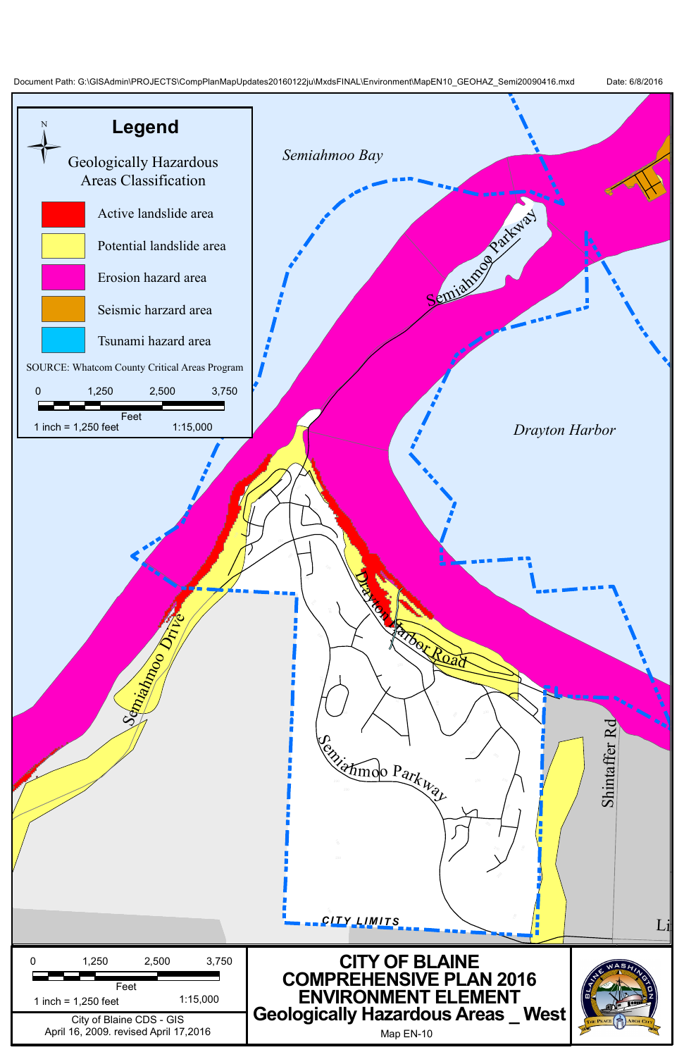Document Path: G:\GISAdmin\PROJECTS\CompPlanMapUpdates20160122ju\MxdsFINAL\Environment\MapEN10_GEOHAZ_Semi20090416.mxd

Date: 6/8/2016

## Legend

Geologically Hazardous Areas Classification

- Active landslide area
- Potential landslide area
- Erosion hazard area
- Seismic harzard area
- Tsunami hazard area

SOURCE: Whatcom County Critical Areas Program

0 1,250 2,500 3,750
Feet
1 inch = 1,250 feet 1:15,000

Semiahmoo Bay

Semiahmoo Parkway

Drayton Harbor

Drayton Harbor Road

Semiahmoo Drive

Semiahmoo Parkway

Shintaffer Rd

CITY LIMITS

0 1,250 2,500 3,750
Feet
1 inch = 1,250 feet 1:15,000

City of Blaine CDS - GIS
April 16, 2009. revised April 17,2016

# CITY OF BLAINE COMPREHENSIVE PLAN 2016 ENVIRONMENT ELEMENT Geologically Hazardous Areas _ West

Map EN-10